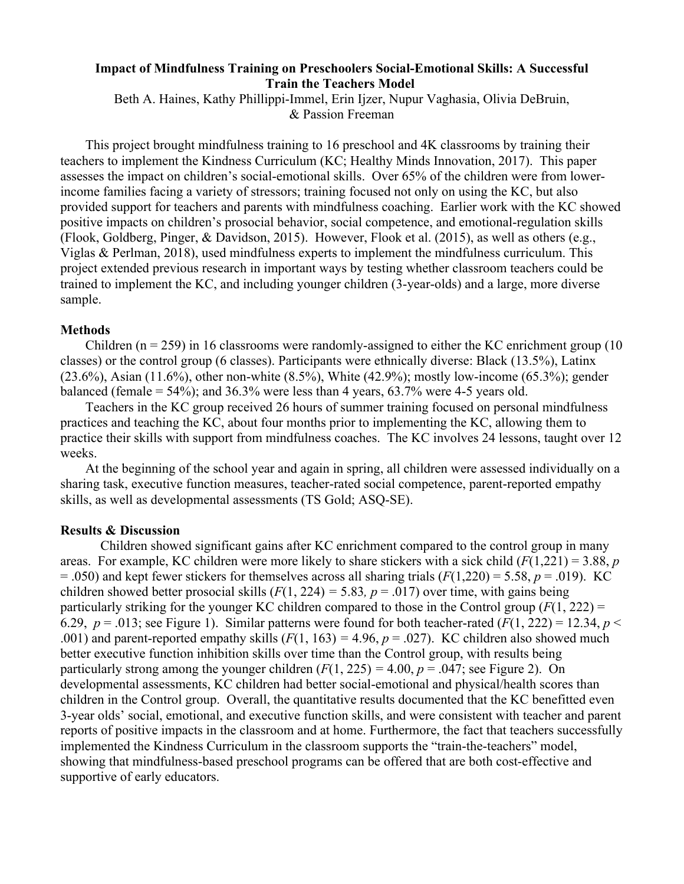# Impact of Mindfulness Training on Preschoolers Social-Emotional Skills: A Successful Train the Teachers Model

Beth A. Haines, Kathy Phillippi-Immel, Erin Ijzer, Nupur Vaghasia, Olivia DeBruin, & Passion Freeman

This project brought mindfulness training to 16 preschool and 4K classrooms by training their teachers to implement the Kindness Curriculum (KC; Healthy Minds Innovation, 2017). This paper assesses the impact on children's social-emotional skills. Over 65% of the children were from lower-income families facing a variety of stressors; training focused not only on using the KC, but also provided support for teachers and parents with mindfulness coaching. Earlier work with the KC showed positive impacts on children's prosocial behavior, social competence, and emotional-regulation skills (Flook, Goldberg, Pinger, & Davidson, 2015). However, Flook et al. (2015), as well as others (e.g., Viglas & Perlman, 2018), used mindfulness experts to implement the mindfulness curriculum. This project extended previous research in important ways by testing whether classroom teachers could be trained to implement the KC, and including younger children (3-year-olds) and a large, more diverse sample.

## Methods

Children (n = 259) in 16 classrooms were randomly-assigned to either the KC enrichment group (10 classes) or the control group (6 classes). Participants were ethnically diverse: Black (13.5%), Latinx (23.6%), Asian (11.6%), other non-white (8.5%), White (42.9%); mostly low-income (65.3%); gender balanced (female = 54%); and 36.3% were less than 4 years, 63.7% were 4-5 years old.

Teachers in the KC group received 26 hours of summer training focused on personal mindfulness practices and teaching the KC, about four months prior to implementing the KC, allowing them to practice their skills with support from mindfulness coaches. The KC involves 24 lessons, taught over 12 weeks.

At the beginning of the school year and again in spring, all children were assessed individually on a sharing task, executive function measures, teacher-rated social competence, parent-reported empathy skills, as well as developmental assessments (TS Gold; ASQ-SE).

## Results & Discussion

Children showed significant gains after KC enrichment compared to the control group in many areas. For example, KC children were more likely to share stickers with a sick child ($F(1,221) = 3.88$, $p = .050$) and kept fewer stickers for themselves across all sharing trials ($F(1,220) = 5.58$, $p = .019$). KC children showed better prosocial skills ($F(1, 224) = 5.83$, $p = .017$) over time, with gains being particularly striking for the younger KC children compared to those in the Control group ($F(1, 222) = 6.29$, $p = .013$; see Figure 1). Similar patterns were found for both teacher-rated ($F(1, 222) = 12.34$, $p < .001$) and parent-reported empathy skills ($F(1, 163) = 4.96$, $p = .027$). KC children also showed much better executive function inhibition skills over time than the Control group, with results being particularly strong among the younger children ($F(1, 225) = 4.00$, $p = .047$; see Figure 2). On developmental assessments, KC children had better social-emotional and physical/health scores than children in the Control group. Overall, the quantitative results documented that the KC benefitted even 3-year olds' social, emotional, and executive function skills, and were consistent with teacher and parent reports of positive impacts in the classroom and at home. Furthermore, the fact that teachers successfully implemented the Kindness Curriculum in the classroom supports the "train-the-teachers" model, showing that mindfulness-based preschool programs can be offered that are both cost-effective and supportive of early educators.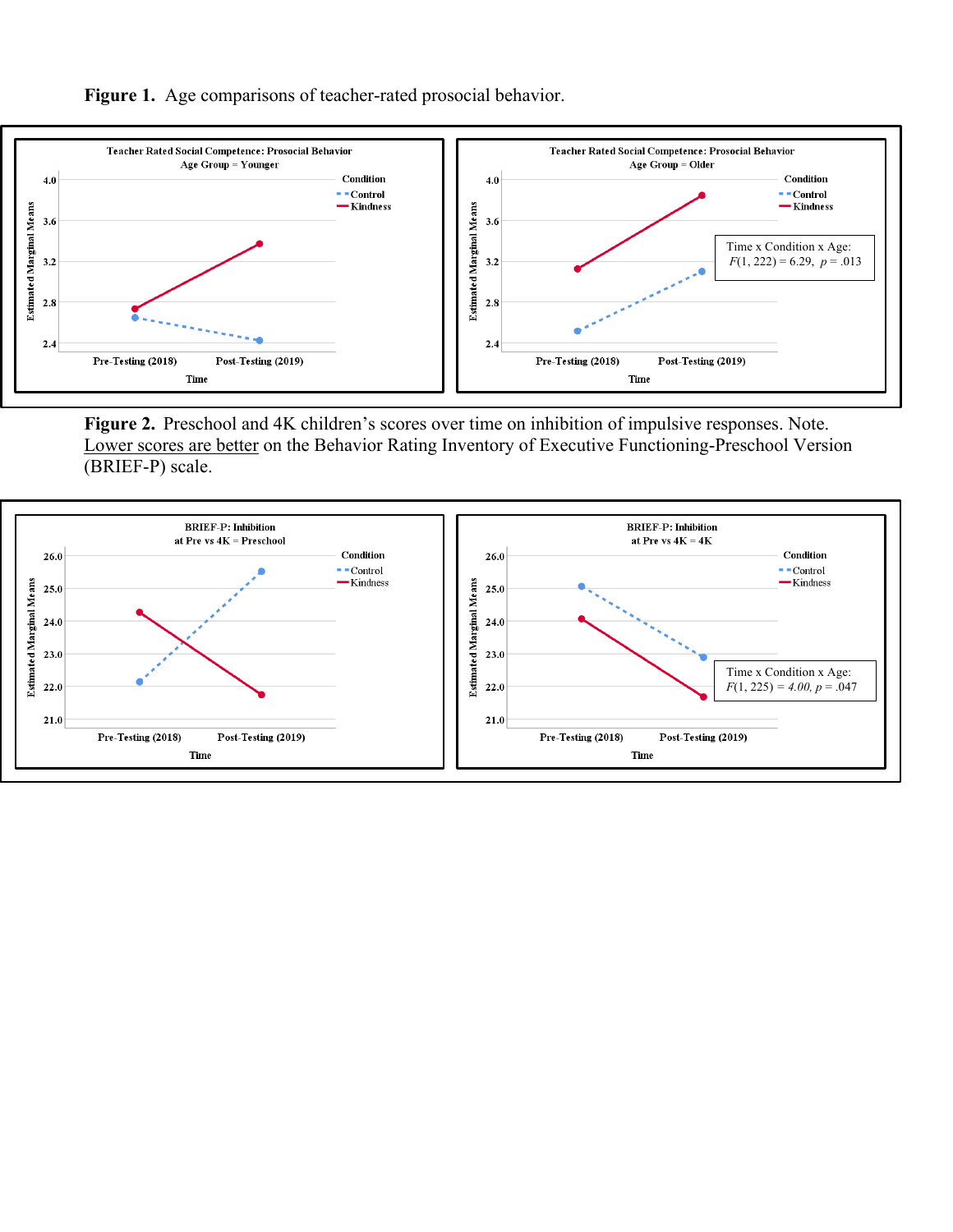**Figure 1.** Age comparisons of teacher-rated prosocial behavior.

Teacher Rated Social Competence: Prosocial Behavior
Age Group = Younger

Condition
Control
Kindness

Estimated Marginal Means

4.0
3.6
3.2
2.8
2.4

Pre-Testing (2018)
Post-Testing (2019)
Time

Teacher Rated Social Competence: Prosocial Behavior
Age Group = Older

Condition
Control
Kindness

Time x Condition x Age:
$F(1, 222) = 6.29$, $p = .013$

Estimated Marginal Means

4.0
3.6
3.2
2.8
2.4

Pre-Testing (2018)
Post-Testing (2019)
Time

**Figure 2.** Preschool and 4K children's scores over time on inhibition of impulsive responses. Note. Lower scores are better on the Behavior Rating Inventory of Executive Functioning-Preschool Version (BRIEF-P) scale.

BRIEF-P: Inhibition
at Pre vs 4K = Preschool

Condition
Control
Kindness

Estimated Marginal Means

26.0
25.0
24.0
23.0
22.0
21.0

Pre-Testing (2018)
Post-Testing (2019)
Time

BRIEF-P: Inhibition
at Pre vs 4K = 4K

Condition
Control
Kindness

Time x Condition x Age:
$F(1, 225) = 4.00$, $p = .047$

Estimated Marginal Means

26.0
25.0
24.0
23.0
22.0
21.0

Pre-Testing (2018)
Post-Testing (2019)
Time